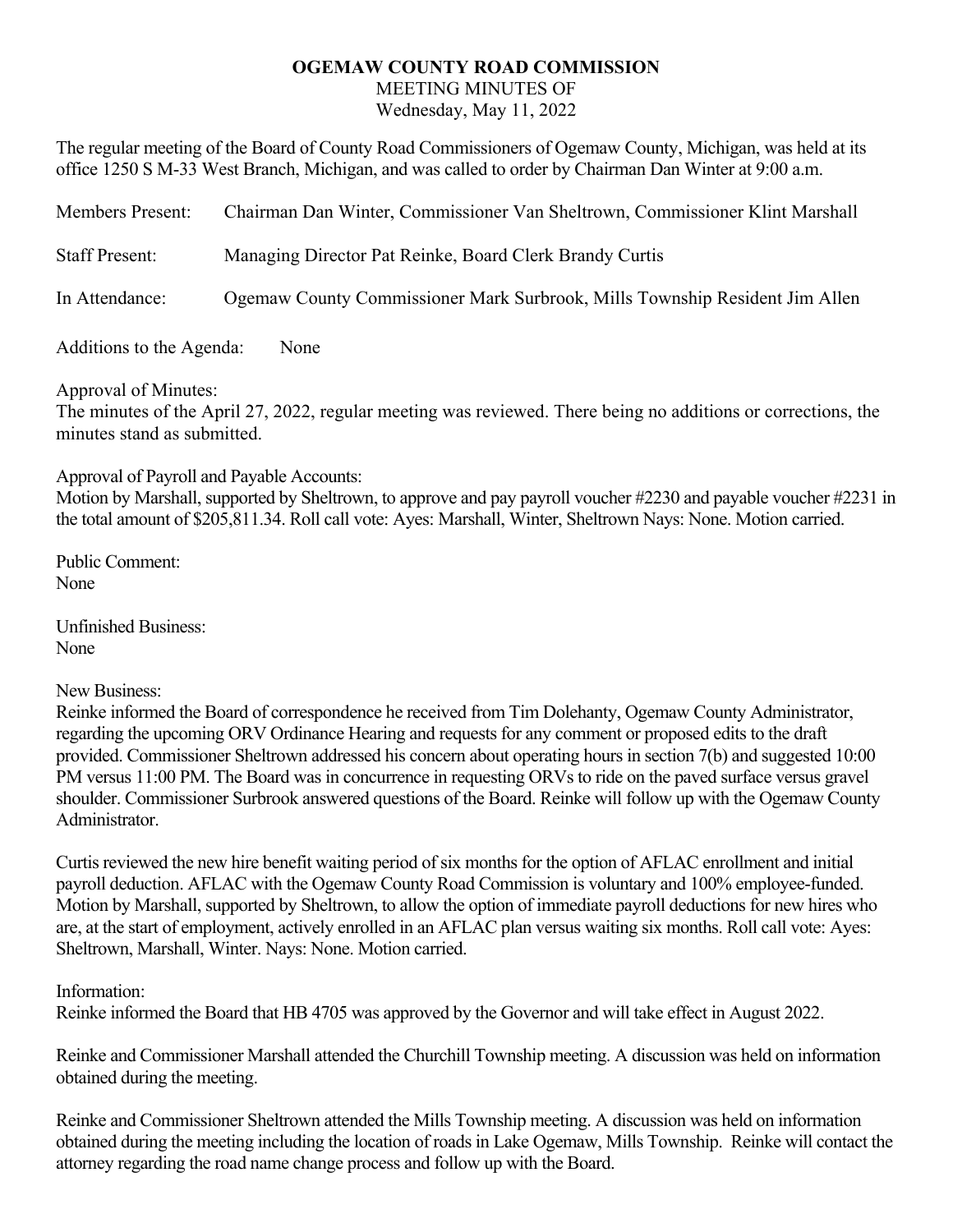# OGEMAW COUNTY ROAD COMMISSION

MEETING MINUTES OF
Wednesday, May 11, 2022

The regular meeting of the Board of County Road Commissioners of Ogemaw County, Michigan, was held at its office 1250 S M-33 West Branch, Michigan, and was called to order by Chairman Dan Winter at 9:00 a.m.

Members Present: Chairman Dan Winter, Commissioner Van Sheltrown, Commissioner Klint Marshall

Staff Present: Managing Director Pat Reinke, Board Clerk Brandy Curtis

In Attendance: Ogemaw County Commissioner Mark Surbrook, Mills Township Resident Jim Allen

Additions to the Agenda: None

Approval of Minutes:
The minutes of the April 27, 2022, regular meeting was reviewed. There being no additions or corrections, the minutes stand as submitted.

Approval of Payroll and Payable Accounts:
Motion by Marshall, supported by Sheltrown, to approve and pay payroll voucher #2230 and payable voucher #2231 in the total amount of $205,811.34. Roll call vote: Ayes: Marshall, Winter, Sheltrown Nays: None. Motion carried.

Public Comment:
None

Unfinished Business:
None

New Business:
Reinke informed the Board of correspondence he received from Tim Dolehanty, Ogemaw County Administrator, regarding the upcoming ORV Ordinance Hearing and requests for any comment or proposed edits to the draft provided. Commissioner Sheltrown addressed his concern about operating hours in section 7(b) and suggested 10:00 PM versus 11:00 PM. The Board was in concurrence in requesting ORVs to ride on the paved surface versus gravel shoulder. Commissioner Surbrook answered questions of the Board. Reinke will follow up with the Ogemaw County Administrator.

Curtis reviewed the new hire benefit waiting period of six months for the option of AFLAC enrollment and initial payroll deduction. AFLAC with the Ogemaw County Road Commission is voluntary and 100% employee-funded. Motion by Marshall, supported by Sheltrown, to allow the option of immediate payroll deductions for new hires who are, at the start of employment, actively enrolled in an AFLAC plan versus waiting six months. Roll call vote: Ayes: Sheltrown, Marshall, Winter. Nays: None. Motion carried.

Information:
Reinke informed the Board that HB 4705 was approved by the Governor and will take effect in August 2022.

Reinke and Commissioner Marshall attended the Churchill Township meeting. A discussion was held on information obtained during the meeting.

Reinke and Commissioner Sheltrown attended the Mills Township meeting. A discussion was held on information obtained during the meeting including the location of roads in Lake Ogemaw, Mills Township. Reinke will contact the attorney regarding the road name change process and follow up with the Board.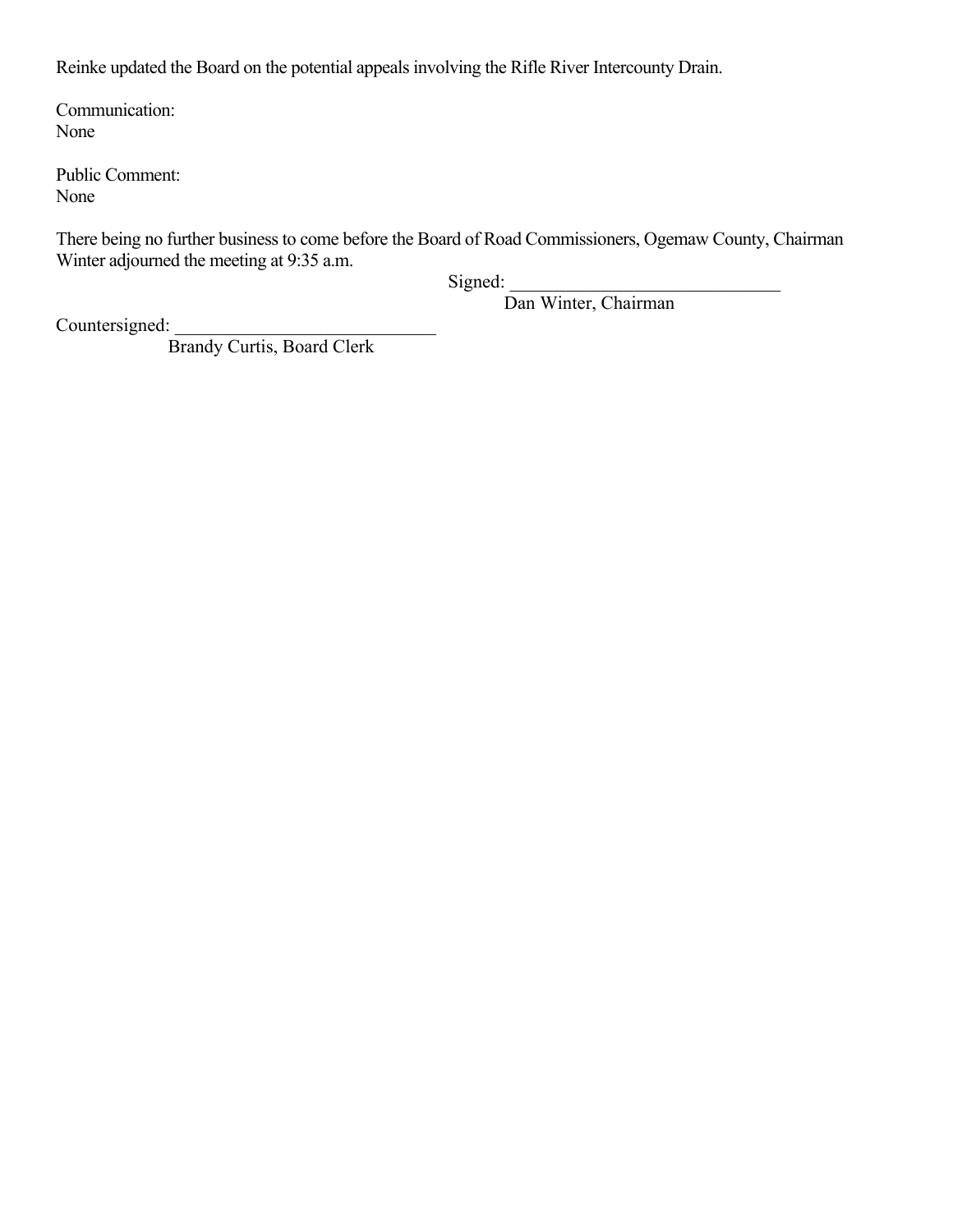Reinke updated the Board on the potential appeals involving the Rifle River Intercounty Drain.

Communication:
None

Public Comment:
None

There being no further business to come before the Board of Road Commissioners, Ogemaw County, Chairman Winter adjourned the meeting at 9:35 a.m.

Signed: ______________________________
Dan Winter, Chairman

Countersigned: ____________________________
Brandy Curtis, Board Clerk